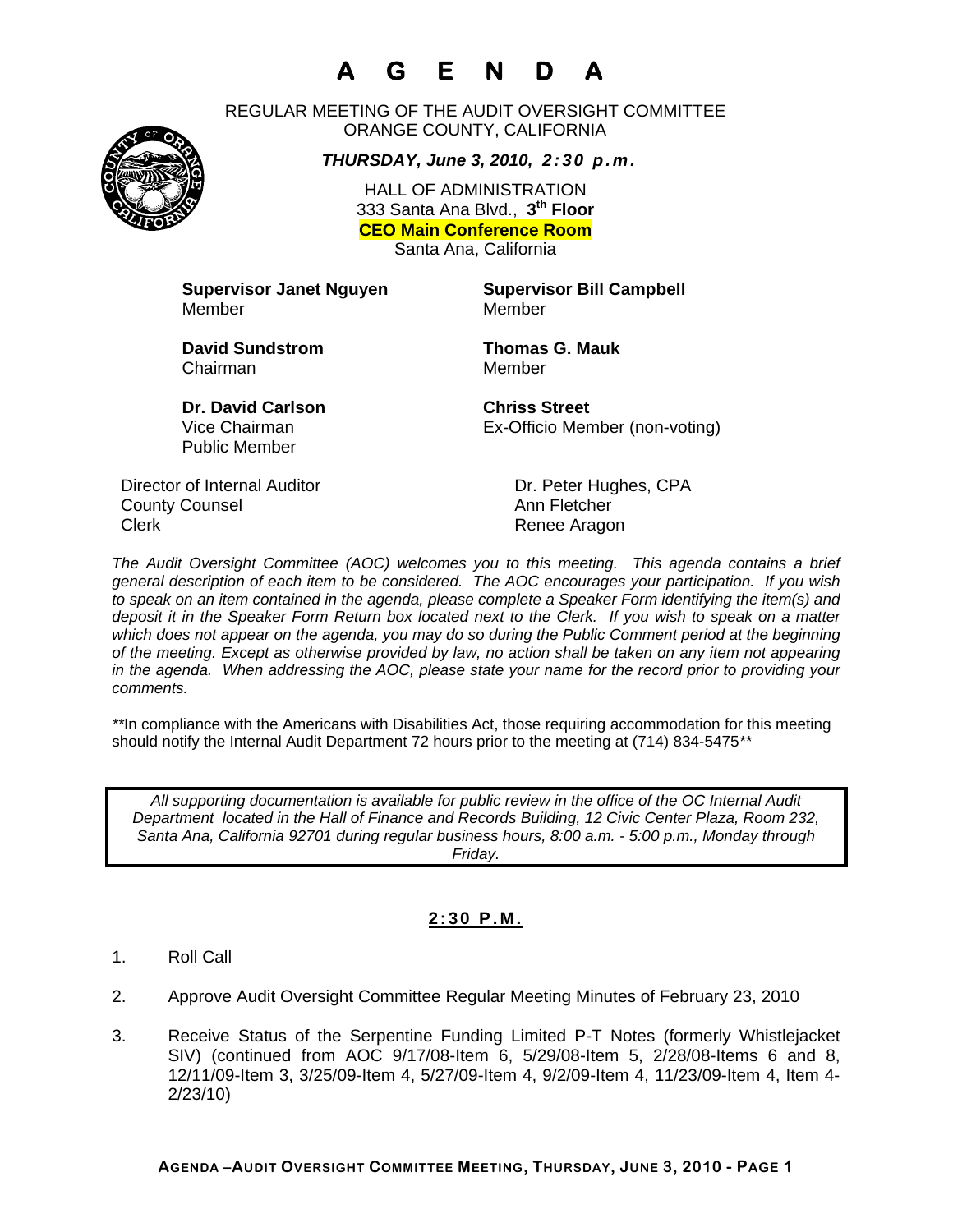# A G E N D A

REGULAR MEETING OF THE AUDIT OVERSIGHT COMMITTEE
ORANGE COUNTY, CALIFORNIA

***THURSDAY, June 3, 2010, 2:30 p.m.***

HALL OF ADMINISTRATION
333 Santa Ana Blvd., **3th Floor**
**CEO Main Conference Room**
Santa Ana, California

**Supervisor Janet Nguyen**
Member

**Supervisor Bill Campbell**
Member

**David Sundstrom**
Chairman

**Thomas G. Mauk**
Member

**Dr. David Carlson**
Vice Chairman
Public Member

**Chriss Street**
Ex-Officio Member (non-voting)

| | |
|---|---|
| Director of Internal Auditor | Dr. Peter Hughes, CPA |
| County Counsel | Ann Fletcher |
| Clerk | Renee Aragon |

*The Audit Oversight Committee (AOC) welcomes you to this meeting. This agenda contains a brief general description of each item to be considered. The AOC encourages your participation. If you wish to speak on an item contained in the agenda, please complete a Speaker Form identifying the item(s) and deposit it in the Speaker Form Return box located next to the Clerk. If you wish to speak on a matter which does not appear on the agenda, you may do so during the Public Comment period at the beginning of the meeting. Except as otherwise provided by law, no action shall be taken on any item not appearing in the agenda. When addressing the AOC, please state your name for the record prior to providing your comments.*

**In compliance with the Americans with Disabilities Act, those requiring accommodation for this meeting should notify the Internal Audit Department 72 hours prior to the meeting at (714) 834-5475**

*All supporting documentation is available for public review in the office of the OC Internal Audit Department located in the Hall of Finance and Records Building, 12 Civic Center Plaza, Room 232, Santa Ana, California 92701 during regular business hours, 8:00 a.m. - 5:00 p.m., Monday through Friday.*

## 2:30 P.M.

1. Roll Call

2. Approve Audit Oversight Committee Regular Meeting Minutes of February 23, 2010

3. Receive Status of the Serpentine Funding Limited P-T Notes (formerly Whistlejacket SIV) (continued from AOC 9/17/08-Item 6, 5/29/08-Item 5, 2/28/08-Items 6 and 8, 12/11/09-Item 3, 3/25/09-Item 4, 5/27/09-Item 4, 9/2/09-Item 4, 11/23/09-Item 4, Item 4-2/23/10)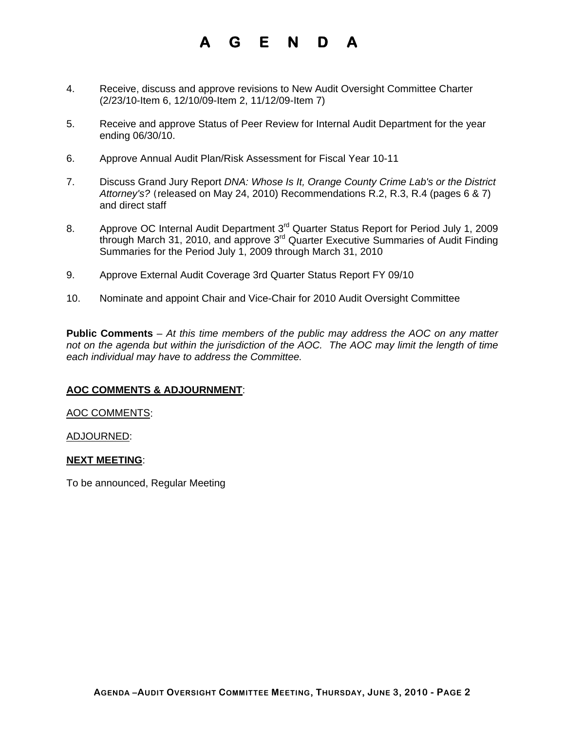# A G E N D A

4. Receive, discuss and approve revisions to New Audit Oversight Committee Charter (2/23/10-Item 6, 12/10/09-Item 2, 11/12/09-Item 7)

5. Receive and approve Status of Peer Review for Internal Audit Department for the year ending 06/30/10.

6. Approve Annual Audit Plan/Risk Assessment for Fiscal Year 10-11

7. Discuss Grand Jury Report *DNA: Whose Is It, Orange County Crime Lab's or the District Attorney's?* (released on May 24, 2010) Recommendations R.2, R.3, R.4 (pages 6 & 7) and direct staff

8. Approve OC Internal Audit Department 3rd Quarter Status Report for Period July 1, 2009 through March 31, 2010, and approve 3rd Quarter Executive Summaries of Audit Finding Summaries for the Period July 1, 2009 through March 31, 2010

9. Approve External Audit Coverage 3rd Quarter Status Report FY 09/10

10. Nominate and appoint Chair and Vice-Chair for 2010 Audit Oversight Committee

**Public Comments** – *At this time members of the public may address the AOC on any matter not on the agenda but within the jurisdiction of the AOC. The AOC may limit the length of time each individual may have to address the Committee.*

**AOC COMMENTS & ADJOURNMENT**:

AOC COMMENTS:

ADJOURNED:

**NEXT MEETING**:

To be announced, Regular Meeting